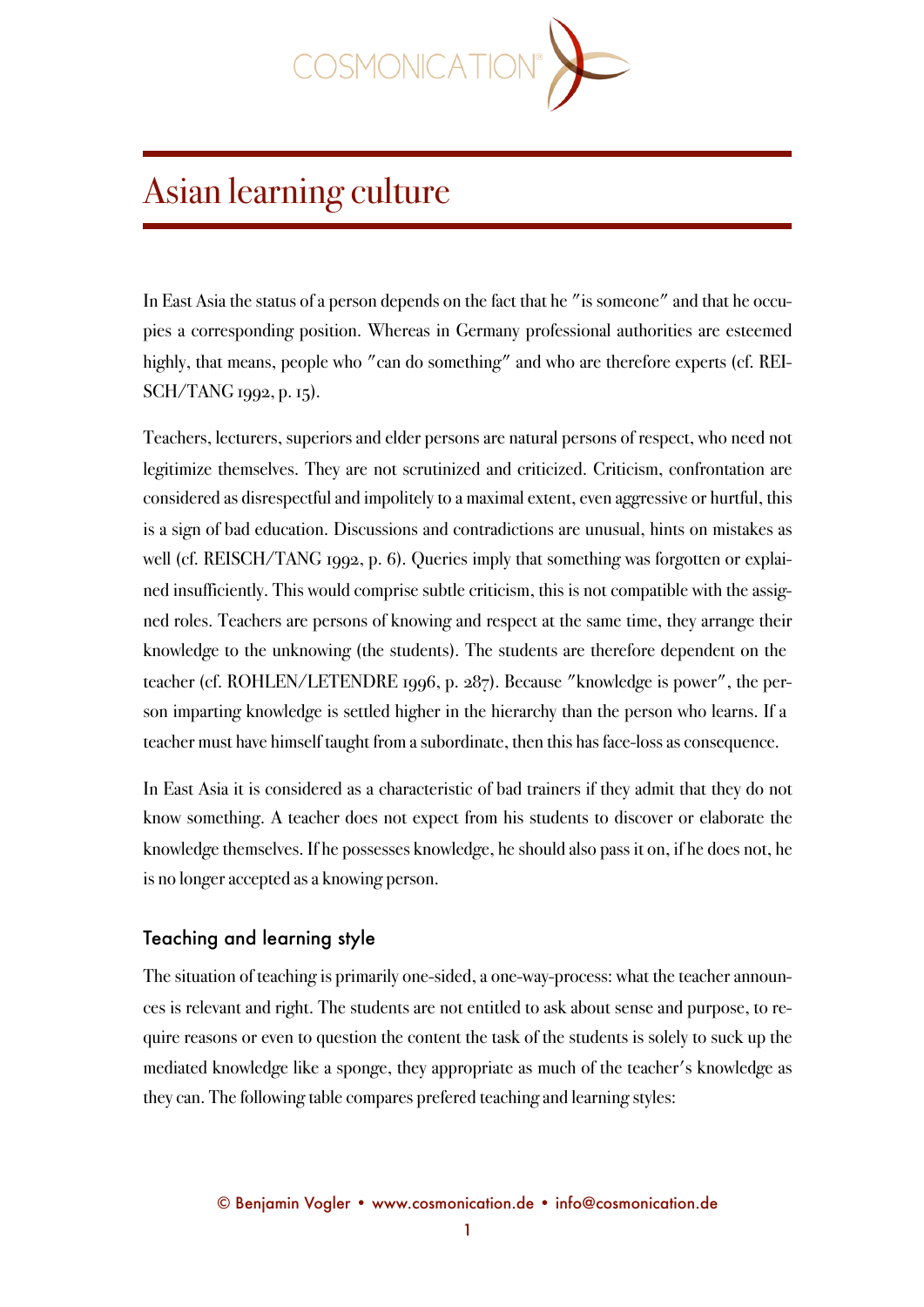# Asian learning culture

In East Asia the status of a person depends on the fact that he "is someone" and that he occupies a corresponding position. Whereas in Germany professional authorities are esteemed highly, that means, people who "can do something" and who are therefore experts (cf. REISCH/TANG 1992, p. 15).

Teachers, lecturers, superiors and elder persons are natural persons of respect, who need not legitimize themselves. They are not scrutinized and criticized. Criticism, confrontation are considered as disrespectful and impolitely to a maximal extent, even aggressive or hurtful, this is a sign of bad education. Discussions and contradictions are unusual, hints on mistakes as well (cf. REISCH/TANG 1992, p. 6). Queries imply that something was forgotten or explained insufficiently. This would comprise subtle criticism, this is not compatible with the assigned roles. Teachers are persons of knowing and respect at the same time, they arrange their knowledge to the unknowing (the students). The students are therefore dependent on the teacher (cf. ROHLEN/LETENDRE 1996, p. 287). Because "knowledge is power", the person imparting knowledge is settled higher in the hierarchy than the person who learns. If a teacher must have himself taught from a subordinate, then this has face-loss as consequence.

In East Asia it is considered as a characteristic of bad trainers if they admit that they do not know something. A teacher does not expect from his students to discover or elaborate the knowledge themselves. If he possesses knowledge, he should also pass it on, if he does not, he is no longer accepted as a knowing person.

## Teaching and learning style

The situation of teaching is primarily one-sided, a one-way-process: what the teacher announces is relevant and right. The students are not entitled to ask about sense and purpose, to require reasons or even to question the content the task of the students is solely to suck up the mediated knowledge like a sponge, they appropriate as much of the teacher's knowledge as they can. The following table compares prefered teaching and learning styles: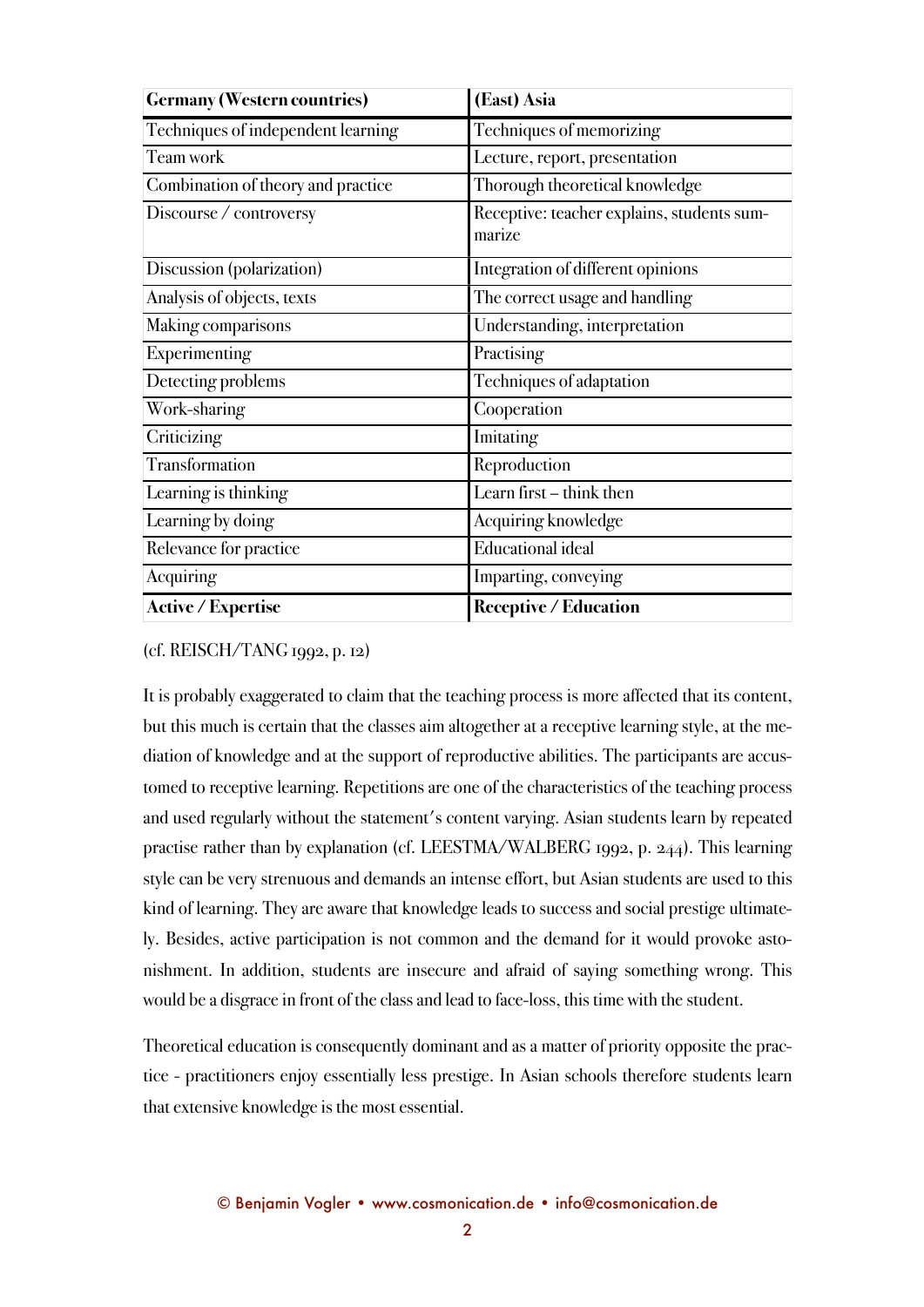| **Germany (Western countries)** | **(East) Asia** |
|---|---|
| Techniques of independent learning | Techniques of memorizing |
| Team work | Lecture, report, presentation |
| Combination of theory and practice | Thorough theoretical knowledge |
| Discourse / controversy | Receptive: teacher explains, students summarize |
| Discussion (polarization) | Integration of different opinions |
| Analysis of objects, texts | The correct usage and handling |
| Making comparisons | Understanding, interpretation |
| Experimenting | Practising |
| Detecting problems | Techniques of adaptation |
| Work-sharing | Cooperation |
| Criticizing | Imitating |
| Transformation | Reproduction |
| Learning is thinking | Learn first – think then |
| Learning by doing | Acquiring knowledge |
| Relevance for practice | Educational ideal |
| Acquiring | Imparting, conveying |
| **Active / Expertise** | **Receptive / Education** |

(cf. REISCH/TANG 1992, p. 12)

It is probably exaggerated to claim that the teaching process is more affected that its content, but this much is certain that the classes aim altogether at a receptive learning style, at the mediation of knowledge and at the support of reproductive abilities. The participants are accustomed to receptive learning. Repetitions are one of the characteristics of the teaching process and used regularly without the statement's content varying. Asian students learn by repeated practise rather than by explanation (cf. LEESTMA/WALBERG 1992, p. 244). This learning style can be very strenuous and demands an intense effort, but Asian students are used to this kind of learning. They are aware that knowledge leads to success and social prestige ultimately. Besides, active participation is not common and the demand for it would provoke astonishment. In addition, students are insecure and afraid of saying something wrong. This would be a disgrace in front of the class and lead to face-loss, this time with the student.

Theoretical education is consequently dominant and as a matter of priority opposite the practice - practitioners enjoy essentially less prestige. In Asian schools therefore students learn that extensive knowledge is the most essential.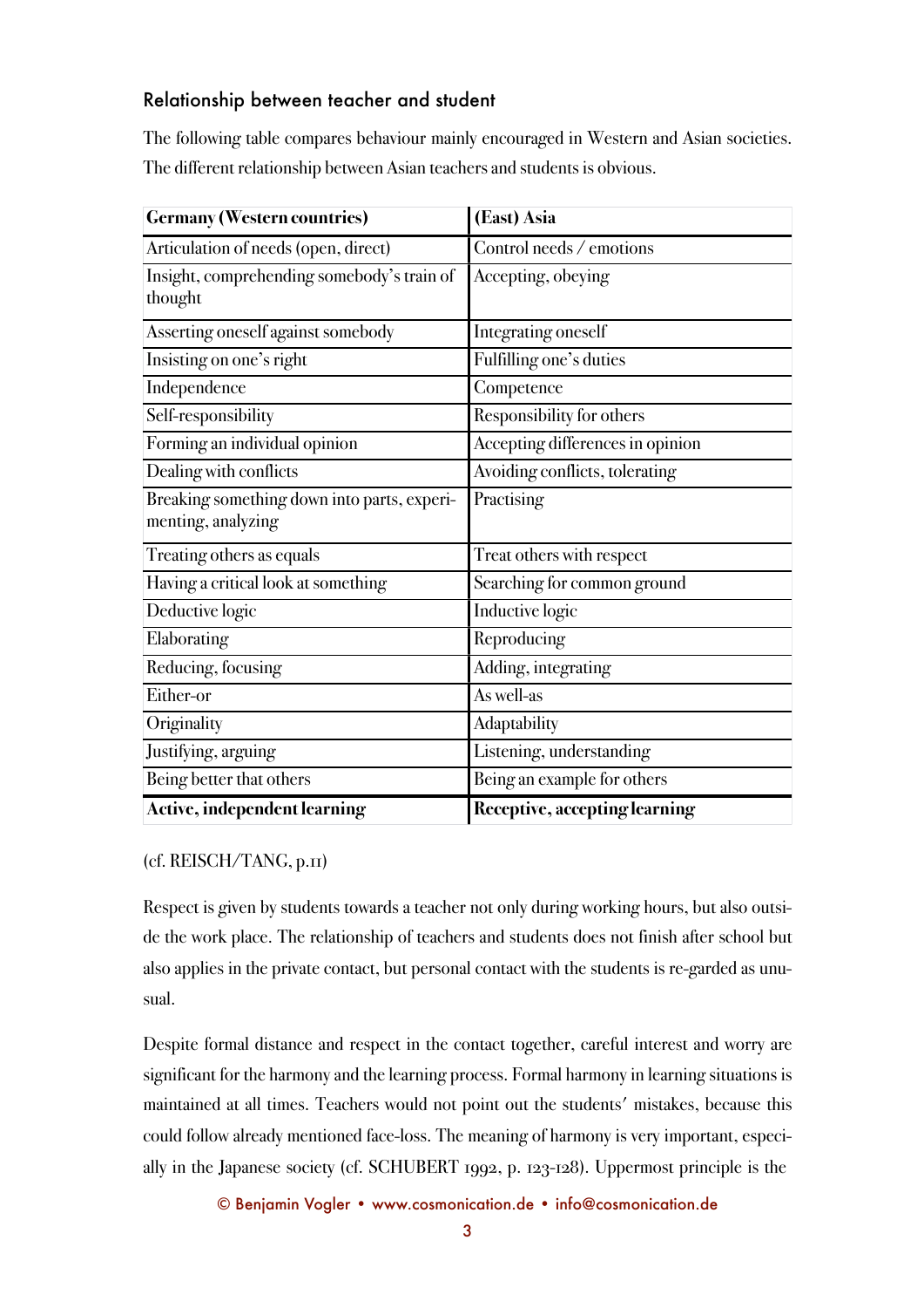## Relationship between teacher and student

The following table compares behaviour mainly encouraged in Western and Asian societies. The different relationship between Asian teachers and students is obvious.

| **Germany (Western countries)** | **(East) Asia** |
| --- | --- |
| Articulation of needs (open, direct) | Control needs / emotions |
| Insight, comprehending somebody's train of thought | Accepting, obeying |
| Asserting oneself against somebody | Integrating oneself |
| Insisting on one's right | Fulfilling one's duties |
| Independence | Competence |
| Self-responsibility | Responsibility for others |
| Forming an individual opinion | Accepting differences in opinion |
| Dealing with conflicts | Avoiding conflicts, tolerating |
| Breaking something down into parts, experi-menting, analyzing | Practising |
| Treating others as equals | Treat others with respect |
| Having a critical look at something | Searching for common ground |
| Deductive logic | Inductive logic |
| Elaborating | Reproducing |
| Reducing, focusing | Adding, integrating |
| Either-or | As well-as |
| Originality | Adaptability |
| Justifying, arguing | Listening, understanding |
| Being better that others | Being an example for others |
| **Active, independent learning** | **Receptive, accepting learning** |

(cf. REISCH/TANG, p.11)

Respect is given by students towards a teacher not only during working hours, but also outside the work place. The relationship of teachers and students does not finish after school but also applies in the private contact, but personal contact with the students is re-garded as unusual.

Despite formal distance and respect in the contact together, careful interest and worry are significant for the harmony and the learning process. Formal harmony in learning situations is maintained at all times. Teachers would not point out the students' mistakes, because this could follow already mentioned face-loss. The meaning of harmony is very important, especially in the Japanese society (cf. SCHUBERT 1992, p. 123-128). Uppermost principle is the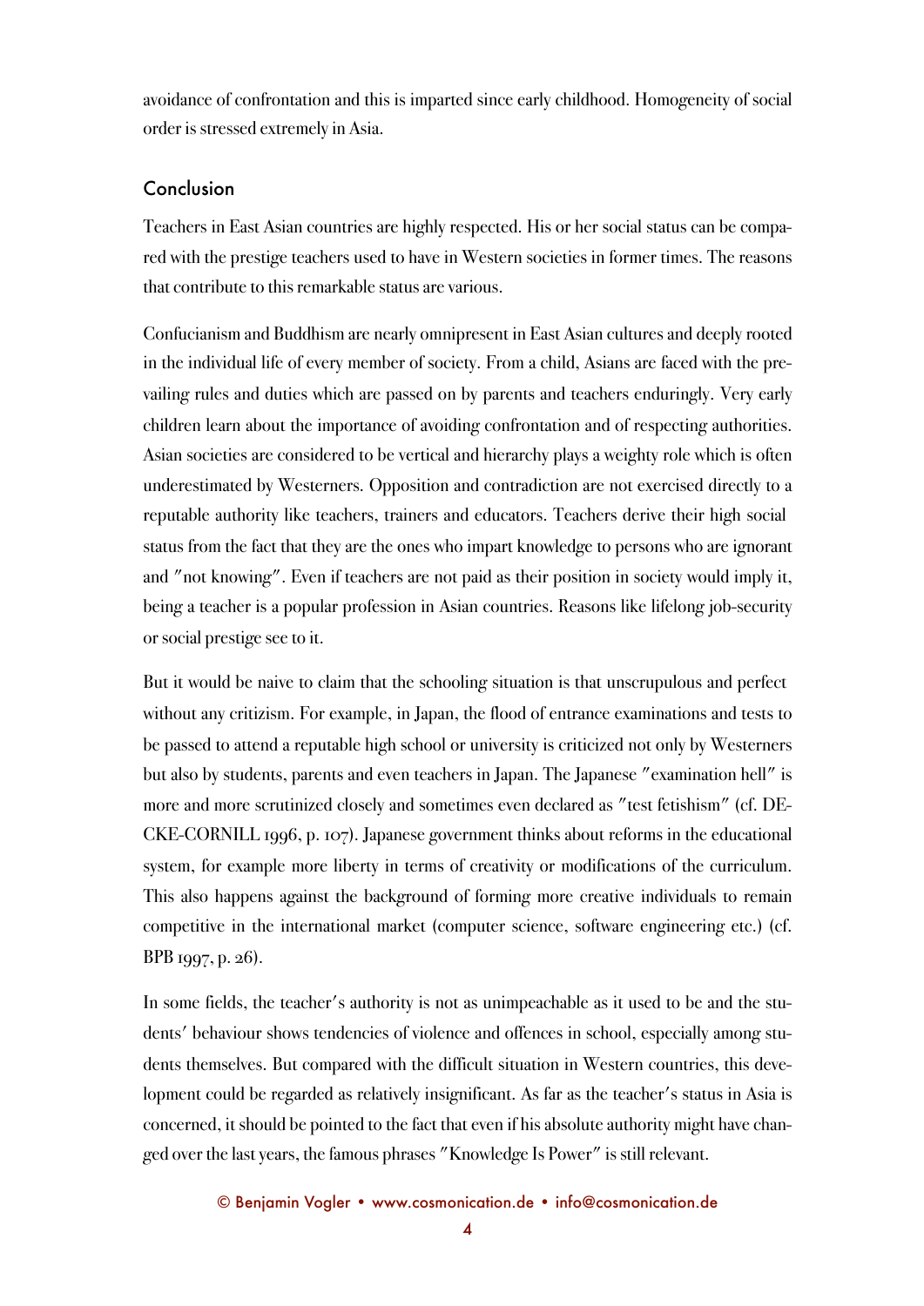avoidance of confrontation and this is imparted since early childhood. Homogeneity of social order is stressed extremely in Asia.

## Conclusion

Teachers in East Asian countries are highly respected. His or her social status can be compared with the prestige teachers used to have in Western societies in former times. The reasons that contribute to this remarkable status are various.

Confucianism and Buddhism are nearly omnipresent in East Asian cultures and deeply rooted in the individual life of every member of society. From a child, Asians are faced with the prevailing rules and duties which are passed on by parents and teachers enduringly. Very early children learn about the importance of avoiding confrontation and of respecting authorities. Asian societies are considered to be vertical and hierarchy plays a weighty role which is often underestimated by Westerners. Opposition and contradiction are not exercised directly to a reputable authority like teachers, trainers and educators. Teachers derive their high social status from the fact that they are the ones who impart knowledge to persons who are ignorant and "not knowing". Even if teachers are not paid as their position in society would imply it, being a teacher is a popular profession in Asian countries. Reasons like lifelong job-security or social prestige see to it.

But it would be naive to claim that the schooling situation is that unscrupulous and perfect without any critizism. For example, in Japan, the flood of entrance examinations and tests to be passed to attend a reputable high school or university is criticized not only by Westerners but also by students, parents and even teachers in Japan. The Japanese "examination hell" is more and more scrutinized closely and sometimes even declared as "test fetishism" (cf. DECKE-CORNILL 1996, p. 107). Japanese government thinks about reforms in the educational system, for example more liberty in terms of creativity or modifications of the curriculum. This also happens against the background of forming more creative individuals to remain competitive in the international market (computer science, software engineering etc.) (cf. BPB 1997, p. 26).

In some fields, the teacher's authority is not as unimpeachable as it used to be and the students' behaviour shows tendencies of violence and offences in school, especially among students themselves. But compared with the difficult situation in Western countries, this development could be regarded as relatively insignificant. As far as the teacher's status in Asia is concerned, it should be pointed to the fact that even if his absolute authority might have changed over the last years, the famous phrases "Knowledge Is Power" is still relevant.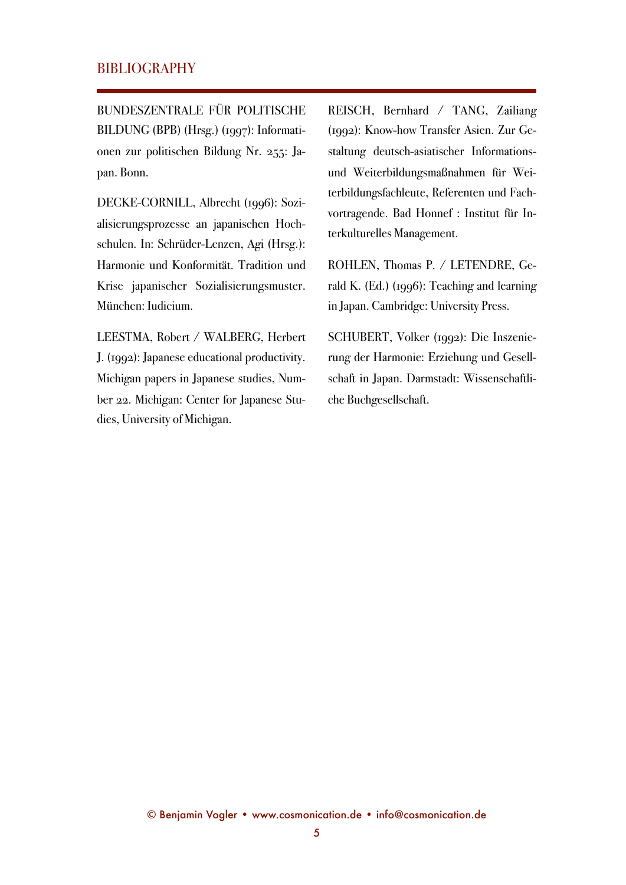## BIBLIOGRAPHY

BUNDESZENTRALE FÜR POLITISCHE BILDUNG (BPB) (Hrsg.) (1997): Informationen zur politischen Bildung Nr. 255: Japan. Bonn.

DECKE-CORNILL, Albrecht (1996): Sozialisierungsprozesse an japanischen Hochschulen. In: Schrüder-Lenzen, Agi (Hrsg.): Harmonie und Konformität. Tradition und Krise japanischer Sozialisierungsmuster. München: Iudicium.

LEESTMA, Robert / WALBERG, Herbert J. (1992): Japanese educational productivity. Michigan papers in Japanese studies, Number 22. Michigan: Center for Japanese Studies, University of Michigan.

REISCH, Bernhard / TANG, Zailiang (1992): Know-how Transfer Asien. Zur Gestaltung deutsch-asiatischer Informations- und Weiterbildungsmaßnahmen für Weiterbildungsfachleute, Referenten und Fachvortragende. Bad Honnef : Institut für Interkulturelles Management.

ROHLEN, Thomas P. / LETENDRE, Gerald K. (Ed.) (1996): Teaching and learning in Japan. Cambridge: University Press.

SCHUBERT, Volker (1992): Die Inszenierung der Harmonie: Erziehung und Gesellschaft in Japan. Darmstadt: Wissenschaftliche Buchgesellschaft.

© Benjamin Vogler • www.cosmonication.de • info@cosmonication.de